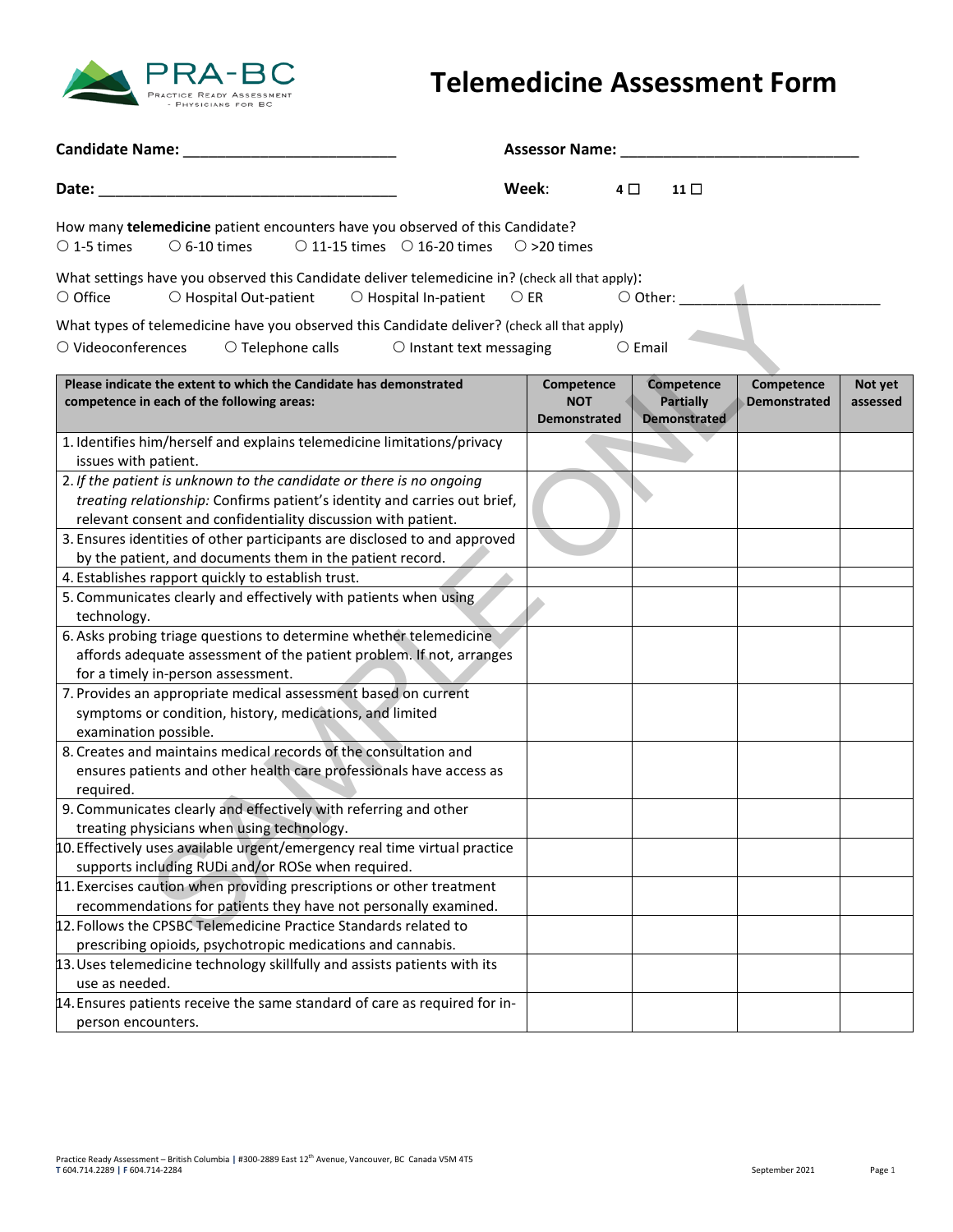# Telemedicine Assessment Form

PRA-BC
Practice Ready Assessment - Physicians for BC

**Candidate Name:** ________________________ **Assessor Name:** ___________________________

**Date:** ___________________________________ **Week:** 4 ☐ 11 ☐

How many **telemedicine** patient encounters have you observed of this Candidate?
○ 1-5 times ○ 6-10 times ○ 11-15 times ○ 16-20 times ○ >20 times

What settings have you observed this Candidate deliver telemedicine in? (check all that apply):
○ Office ○ Hospital Out-patient ○ Hospital In-patient ○ ER ○ Other: ________________________

What types of telemedicine have you observed this Candidate deliver? (check all that apply)
○ Videoconferences ○ Telephone calls ○ Instant text messaging ○ Email

| Please indicate the extent to which the Candidate has demonstrated competence in each of the following areas: | Competence NOT Demonstrated | Competence Partially Demonstrated | Competence Demonstrated | Not yet assessed |
|---|---|---|---|---|
| 1. Identifies him/herself and explains telemedicine limitations/privacy issues with patient. | | | | |
| 2. *If the patient is unknown to the candidate or there is no ongoing treating relationship:* Confirms patient's identity and carries out brief, relevant consent and confidentiality discussion with patient. | | | | |
| 3. Ensures identities of other participants are disclosed to and approved by the patient, and documents them in the patient record. | | | | |
| 4. Establishes rapport quickly to establish trust. | | | | |
| 5. Communicates clearly and effectively with patients when using technology. | | | | |
| 6. Asks probing triage questions to determine whether telemedicine affords adequate assessment of the patient problem. If not, arranges for a timely in-person assessment. | | | | |
| 7. Provides an appropriate medical assessment based on current symptoms or condition, history, medications, and limited examination possible. | | | | |
| 8. Creates and maintains medical records of the consultation and ensures patients and other health care professionals have access as required. | | | | |
| 9. Communicates clearly and effectively with referring and other treating physicians when using technology. | | | | |
| 10. Effectively uses available urgent/emergency real time virtual practice supports including RUDi and/or ROSe when required. | | | | |
| 11. Exercises caution when providing prescriptions or other treatment recommendations for patients they have not personally examined. | | | | |
| 12. Follows the CPSBC Telemedicine Practice Standards related to prescribing opioids, psychotropic medications and cannabis. | | | | |
| 13. Uses telemedicine technology skillfully and assists patients with its use as needed. | | | | |
| 14. Ensures patients receive the same standard of care as required for in-person encounters. | | | | |

SAMPLE ONLY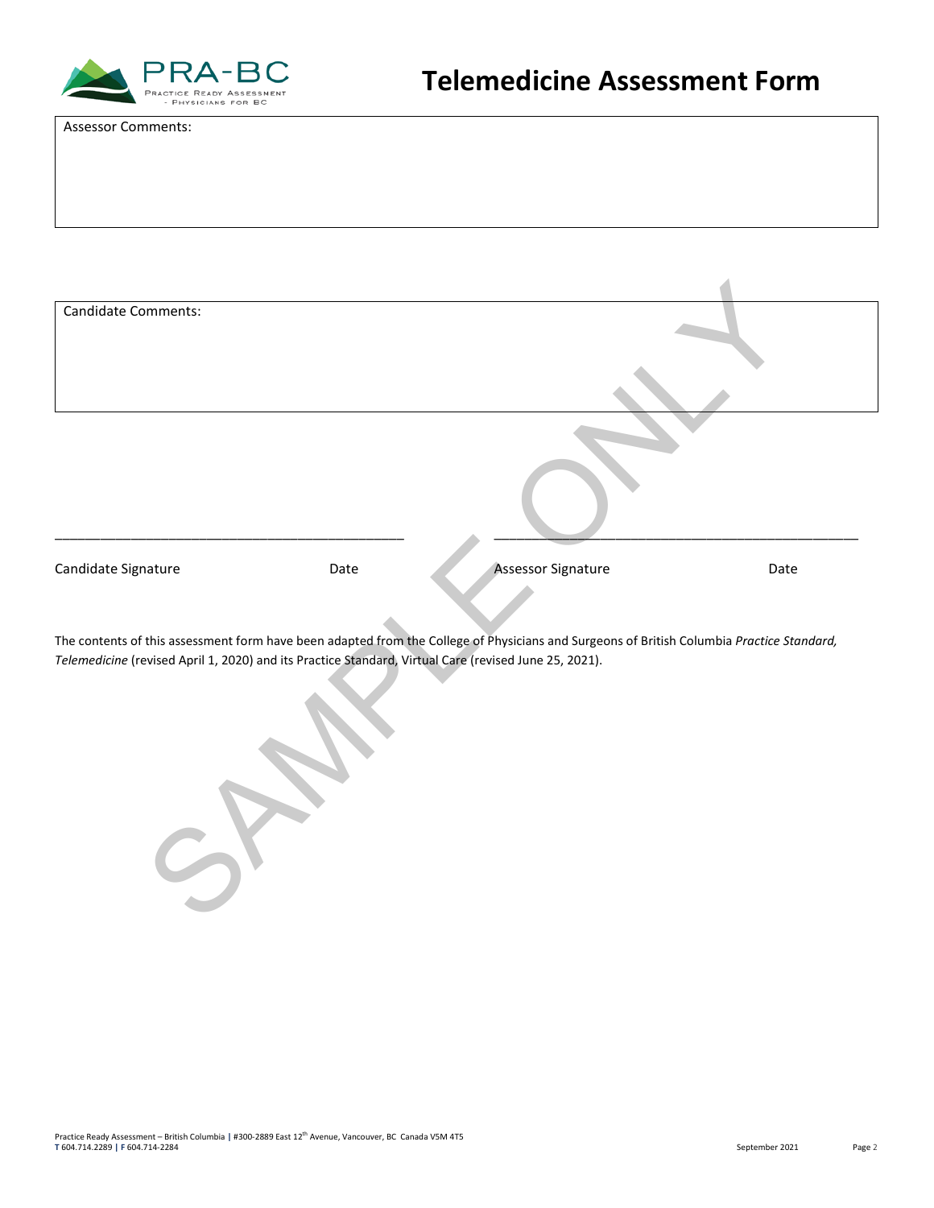# Telemedicine Assessment Form

| Assessor Comments: |
| --- |
| |

| Candidate Comments: |
| --- |
| |

SAMPLE ONLY

\_\_\_\_\_\_\_\_\_\_\_\_\_\_\_\_\_\_\_\_\_\_\_\_\_\_\_\_\_\_\_\_\_\_\_\_\_\_\_\_\_\_\_\_ \_\_\_\_\_\_\_\_\_\_\_\_\_\_\_\_\_\_\_\_\_\_\_\_\_\_\_\_\_\_\_\_\_\_\_\_\_\_\_\_\_\_\_\_\_\_\_

Candidate Signature Date Assessor Signature Date

The contents of this assessment form have been adapted from the College of Physicians and Surgeons of British Columbia *Practice Standard, Telemedicine* (revised April 1, 2020) and its Practice Standard, Virtual Care (revised June 25, 2021).